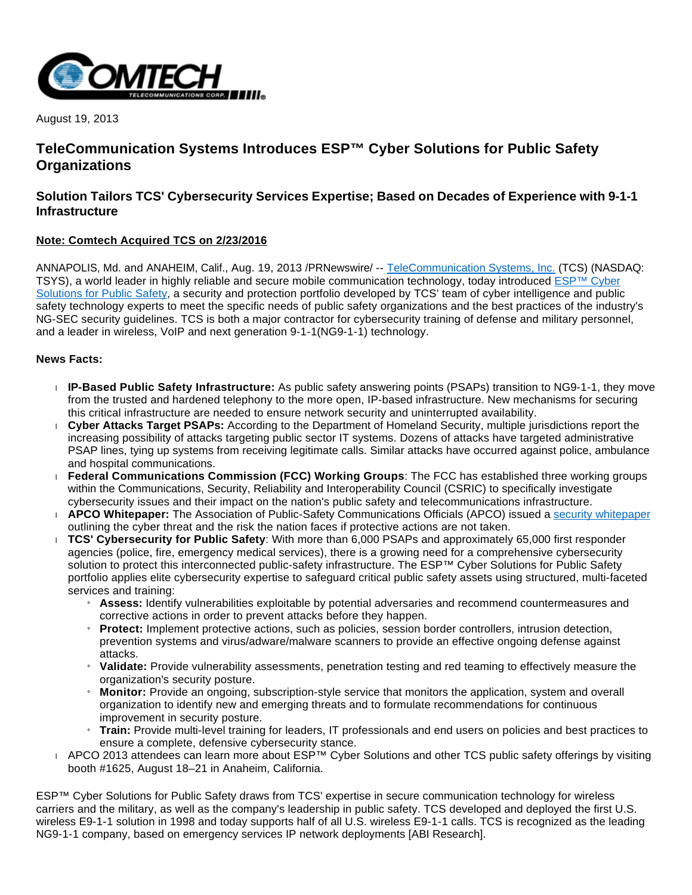August 19, 2013

# TeleCommunication Systems Introduces ESP™ Cyber Solutions for Public Safety Organizations

## Solution Tailors TCS' Cybersecurity Services Expertise; Based on Decades of Experience with 9-1-1 Infrastructure

**Note: Comtech Acquired TCS on 2/23/2016**

ANNAPOLIS, Md. and ANAHEIM, Calif., Aug. 19, 2013 /PRNewswire/ -- TeleCommunication Systems, Inc. (TCS) (NASDAQ: TSYS), a world leader in highly reliable and secure mobile communication technology, today introduced ESP™ Cyber Solutions for Public Safety, a security and protection portfolio developed by TCS' team of cyber intelligence and public safety technology experts to meet the specific needs of public safety organizations and the best practices of the industry's NG-SEC security guidelines. TCS is both a major contractor for cybersecurity training of defense and military personnel, and a leader in wireless, VoIP and next generation 9-1-1(NG9-1-1) technology.

**News Facts:**

- **IP-Based Public Safety Infrastructure:** As public safety answering points (PSAPs) transition to NG9-1-1, they move from the trusted and hardened telephony to the more open, IP-based infrastructure. New mechanisms for securing this critical infrastructure are needed to ensure network security and uninterrupted availability.
- **Cyber Attacks Target PSAPs:** According to the Department of Homeland Security, multiple jurisdictions report the increasing possibility of attacks targeting public sector IT systems. Dozens of attacks have targeted administrative PSAP lines, tying up systems from receiving legitimate calls. Similar attacks have occurred against police, ambulance and hospital communications.
- **Federal Communications Commission (FCC) Working Groups**: The FCC has established three working groups within the Communications, Security, Reliability and Interoperability Council (CSRIC) to specifically investigate cybersecurity issues and their impact on the nation's public safety and telecommunications infrastructure.
- **APCO Whitepaper:** The Association of Public-Safety Communications Officials (APCO) issued a security whitepaper outlining the cyber threat and the risk the nation faces if protective actions are not taken.
- **TCS' Cybersecurity for Public Safety**: With more than 6,000 PSAPs and approximately 65,000 first responder agencies (police, fire, emergency medical services), there is a growing need for a comprehensive cybersecurity solution to protect this interconnected public-safety infrastructure. The ESP™ Cyber Solutions for Public Safety portfolio applies elite cybersecurity expertise to safeguard critical public safety assets using structured, multi-faceted services and training:
  - **Assess:** Identify vulnerabilities exploitable by potential adversaries and recommend countermeasures and corrective actions in order to prevent attacks before they happen.
  - **Protect:** Implement protective actions, such as policies, session border controllers, intrusion detection, prevention systems and virus/adware/malware scanners to provide an effective ongoing defense against attacks.
  - **Validate:** Provide vulnerability assessments, penetration testing and red teaming to effectively measure the organization's security posture.
  - **Monitor:** Provide an ongoing, subscription-style service that monitors the application, system and overall organization to identify new and emerging threats and to formulate recommendations for continuous improvement in security posture.
  - **Train:** Provide multi-level training for leaders, IT professionals and end users on policies and best practices to ensure a complete, defensive cybersecurity stance.
- APCO 2013 attendees can learn more about ESP™ Cyber Solutions and other TCS public safety offerings by visiting booth #1625, August 18–21 in Anaheim, California.

ESP™ Cyber Solutions for Public Safety draws from TCS' expertise in secure communication technology for wireless carriers and the military, as well as the company's leadership in public safety. TCS developed and deployed the first U.S. wireless E9-1-1 solution in 1998 and today supports half of all U.S. wireless E9-1-1 calls. TCS is recognized as the leading NG9-1-1 company, based on emergency services IP network deployments [ABI Research].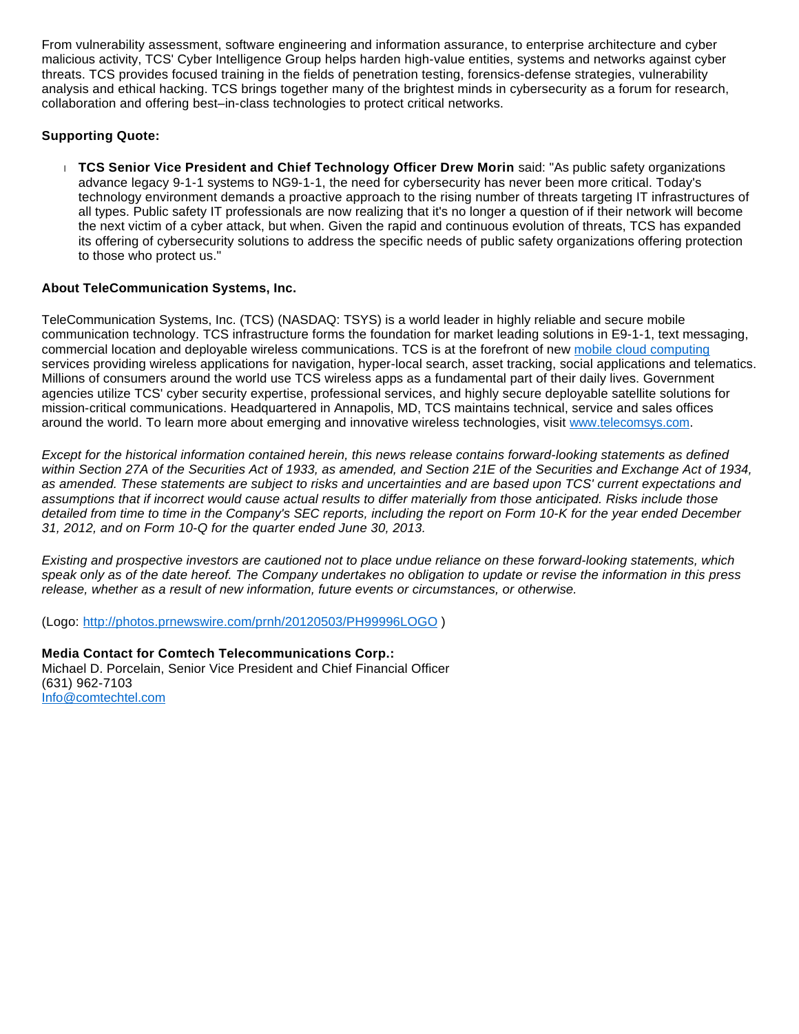From vulnerability assessment, software engineering and information assurance, to enterprise architecture and cyber malicious activity, TCS' Cyber Intelligence Group helps harden high-value entities, systems and networks against cyber threats. TCS provides focused training in the fields of penetration testing, forensics-defense strategies, vulnerability analysis and ethical hacking. TCS brings together many of the brightest minds in cybersecurity as a forum for research, collaboration and offering best–in-class technologies to protect critical networks.

**Supporting Quote:**

- **TCS Senior Vice President and Chief Technology Officer Drew Morin** said: "As public safety organizations advance legacy 9-1-1 systems to NG9-1-1, the need for cybersecurity has never been more critical. Today's technology environment demands a proactive approach to the rising number of threats targeting IT infrastructures of all types. Public safety IT professionals are now realizing that it's no longer a question of if their network will become the next victim of a cyber attack, but when. Given the rapid and continuous evolution of threats, TCS has expanded its offering of cybersecurity solutions to address the specific needs of public safety organizations offering protection to those who protect us."

**About TeleCommunication Systems, Inc.**

TeleCommunication Systems, Inc. (TCS) (NASDAQ: TSYS) is a world leader in highly reliable and secure mobile communication technology. TCS infrastructure forms the foundation for market leading solutions in E9-1-1, text messaging, commercial location and deployable wireless communications. TCS is at the forefront of new mobile cloud computing services providing wireless applications for navigation, hyper-local search, asset tracking, social applications and telematics. Millions of consumers around the world use TCS wireless apps as a fundamental part of their daily lives. Government agencies utilize TCS' cyber security expertise, professional services, and highly secure deployable satellite solutions for mission-critical communications. Headquartered in Annapolis, MD, TCS maintains technical, service and sales offices around the world. To learn more about emerging and innovative wireless technologies, visit www.telecomsys.com.

*Except for the historical information contained herein, this news release contains forward-looking statements as defined within Section 27A of the Securities Act of 1933, as amended, and Section 21E of the Securities and Exchange Act of 1934, as amended. These statements are subject to risks and uncertainties and are based upon TCS' current expectations and assumptions that if incorrect would cause actual results to differ materially from those anticipated. Risks include those detailed from time to time in the Company's SEC reports, including the report on Form 10-K for the year ended December 31, 2012, and on Form 10-Q for the quarter ended June 30, 2013.*

*Existing and prospective investors are cautioned not to place undue reliance on these forward-looking statements, which speak only as of the date hereof. The Company undertakes no obligation to update or revise the information in this press release, whether as a result of new information, future events or circumstances, or otherwise.*

(Logo: http://photos.prnewswire.com/prnh/20120503/PH99996LOGO )

**Media Contact for Comtech Telecommunications Corp.:**
Michael D. Porcelain, Senior Vice President and Chief Financial Officer
(631) 962-7103
Info@comtechtel.com